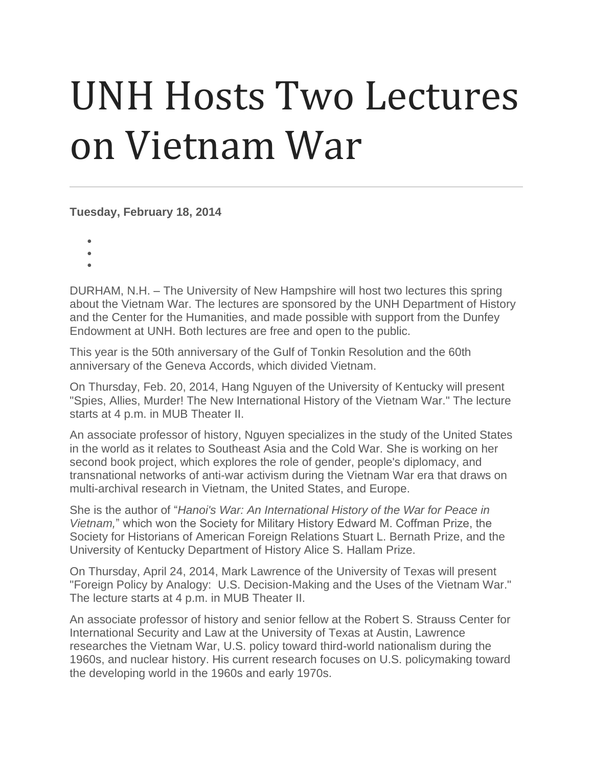# UNH Hosts Two Lectures on Vietnam War

**Tuesday, February 18, 2014**

DURHAM, N.H. – The University of New Hampshire will host two lectures this spring about the Vietnam War. The lectures are sponsored by the UNH Department of History and the Center for the Humanities, and made possible with support from the Dunfey Endowment at UNH. Both lectures are free and open to the public.

This year is the 50th anniversary of the Gulf of Tonkin Resolution and the 60th anniversary of the Geneva Accords, which divided Vietnam.

On Thursday, Feb. 20, 2014, Hang Nguyen of the University of Kentucky will present "Spies, Allies, Murder! The New International History of the Vietnam War." The lecture starts at 4 p.m. in MUB Theater II.

An associate professor of history, Nguyen specializes in the study of the United States in the world as it relates to Southeast Asia and the Cold War. She is working on her second book project, which explores the role of gender, people's diplomacy, and transnational networks of anti-war activism during the Vietnam War era that draws on multi-archival research in Vietnam, the United States, and Europe.

She is the author of "*Hanoi's War: An International History of the War for Peace in Vietnam,*" which won the Society for Military History Edward M. Coffman Prize, the Society for Historians of American Foreign Relations Stuart L. Bernath Prize, and the University of Kentucky Department of History Alice S. Hallam Prize.

On Thursday, April 24, 2014, Mark Lawrence of the University of Texas will present "Foreign Policy by Analogy: U.S. Decision-Making and the Uses of the Vietnam War." The lecture starts at 4 p.m. in MUB Theater II.

An associate professor of history and senior fellow at the Robert S. Strauss Center for International Security and Law at the University of Texas at Austin, Lawrence researches the Vietnam War, U.S. policy toward third-world nationalism during the 1960s, and nuclear history. His current research focuses on U.S. policymaking toward the developing world in the 1960s and early 1970s.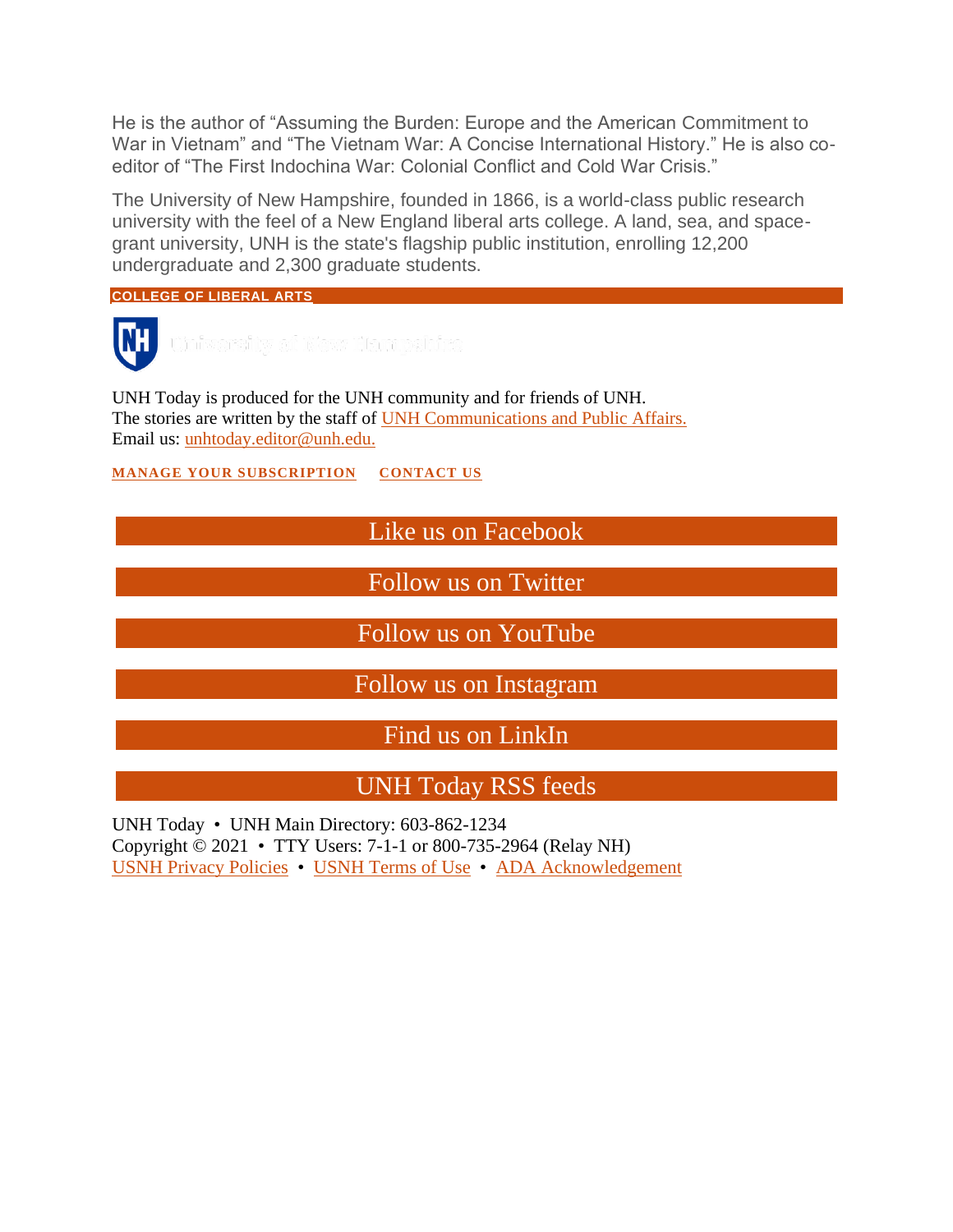He is the author of "Assuming the Burden: Europe and the American Commitment to War in Vietnam" and "The Vietnam War: A Concise International History." He is also co-editor of "The First Indochina War: Colonial Conflict and Cold War Crisis."

The University of New Hampshire, founded in 1866, is a world-class public research university with the feel of a New England liberal arts college. A land, sea, and space-grant university, UNH is the state's flagship public institution, enrolling 12,200 undergraduate and 2,300 graduate students.

**COLLEGE OF LIBERAL ARTS**

UNH Today is produced for the UNH community and for friends of UNH.
The stories are written by the staff of UNH Communications and Public Affairs.
Email us: unhtoday.editor@unh.edu.

**MANAGE YOUR SUBSCRIPTION** **CONTACT US**

Like us on Facebook

Follow us on Twitter

Follow us on YouTube

Follow us on Instagram

Find us on LinkIn

UNH Today RSS feeds

UNH Today • UNH Main Directory: 603-862-1234
Copyright © 2021 • TTY Users: 7-1-1 or 800-735-2964 (Relay NH)
USNH Privacy Policies • USNH Terms of Use • ADA Acknowledgement